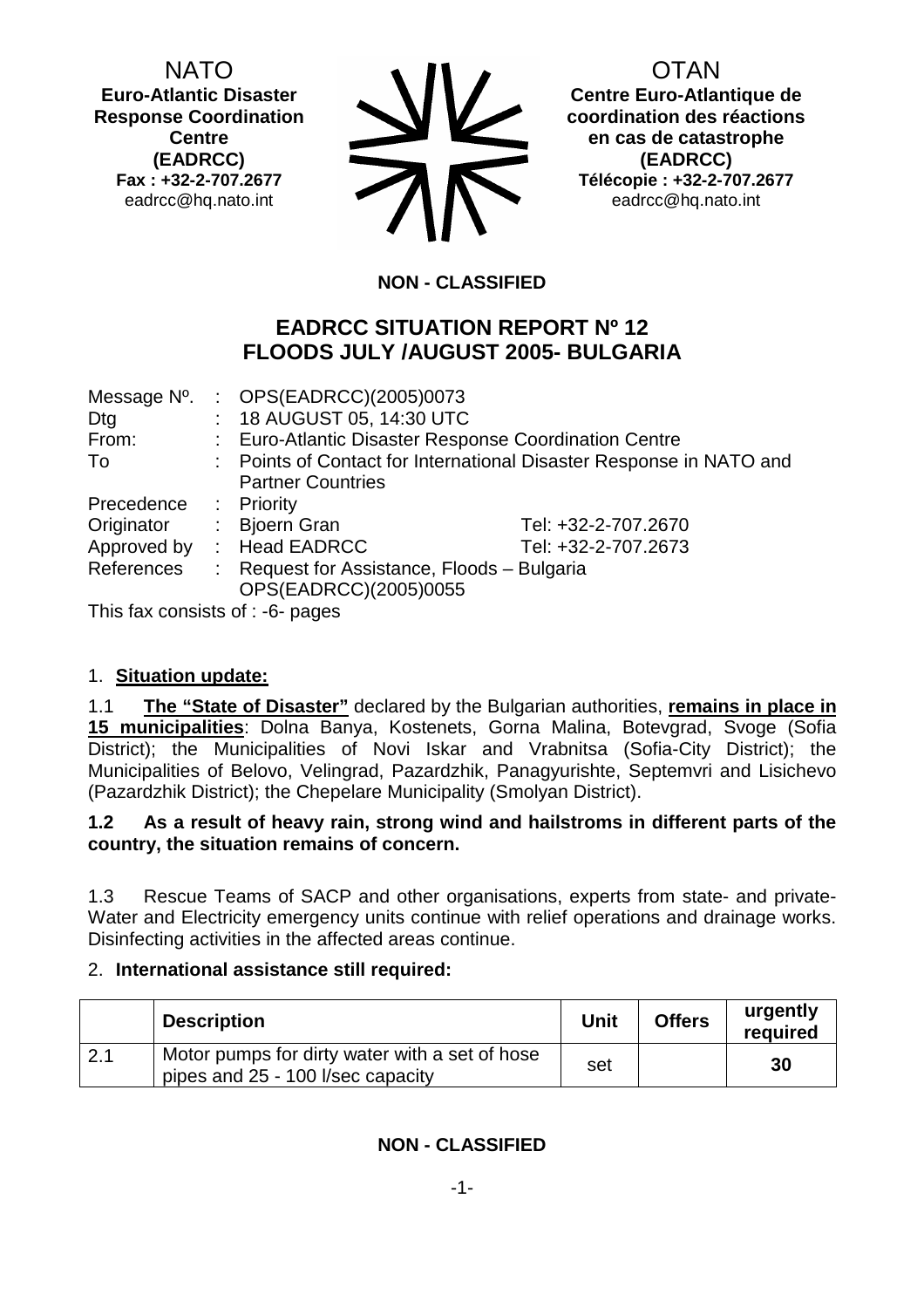NATO
**Euro-Atlantic Disaster Response Coordination Centre (EADRCC)**
**Fax : +32-2-707.2677**
eadrcc@hq.nato.int

OTAN
**Centre Euro-Atlantique de coordination des réactions en cas de catastrophe (EADRCC)**
**Télécopie : +32-2-707.2677**
eadrcc@hq.nato.int

**NON - CLASSIFIED**

## EADRCC SITUATION REPORT Nº 12
## FLOODS JULY /AUGUST 2005- BULGARIA

| | | | |
|---|---|---|---|
| Message Nº. | : | OPS(EADRCC)(2005)0073 | |
| Dtg | : | 18 AUGUST 05, 14:30 UTC | |
| From: | : | Euro-Atlantic Disaster Response Coordination Centre | |
| To | : | Points of Contact for International Disaster Response in NATO and Partner Countries | |
| Precedence | : | Priority | |
| Originator | : | Bjoern Gran | Tel: +32-2-707.2670 |
| Approved by | : | Head EADRCC | Tel: +32-2-707.2673 |
| References | : | Request for Assistance, Floods – Bulgaria OPS(EADRCC)(2005)0055 | |

This fax consists of : -6- pages

1. **Situation update:**

1.1 **The "State of Disaster"** declared by the Bulgarian authorities, **remains in place in 15 municipalities**: Dolna Banya, Kostenets, Gorna Malina, Botevgrad, Svoge (Sofia District); the Municipalities of Novi Iskar and Vrabnitsa (Sofia-City District); the Municipalities of Belovo, Velingrad, Pazardzhik, Panagyurishte, Septemvri and Lisichevo (Pazardzhik District); the Chepelare Municipality (Smolyan District).

**1.2 As a result of heavy rain, strong wind and hailstroms in different parts of the country, the situation remains of concern.**

1.3 Rescue Teams of SACP and other organisations, experts from state- and private-Water and Electricity emergency units continue with relief operations and drainage works. Disinfecting activities in the affected areas continue.

2. **International assistance still required:**

| | Description | Unit | Offers | urgently required |
|---|---|---|---|---|
| 2.1 | Motor pumps for dirty water with a set of hose pipes and 25 - 100 l/sec capacity | set | | **30** |

**NON - CLASSIFIED**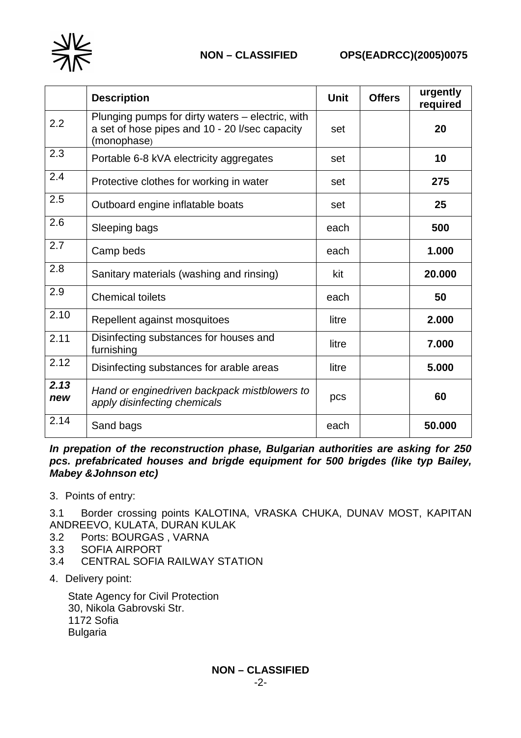| | **Description** | **Unit** | **Offers** | **urgently required** |
|---|---|---|---|---|
| 2.2 | Plunging pumps for dirty waters – electric, with a set of hose pipes and 10 - 20 l/sec capacity (monophase) | set | | **20** |
| 2.3 | Portable 6-8 kVA electricity aggregates | set | | **10** |
| 2.4 | Protective clothes for working in water | set | | **275** |
| 2.5 | Outboard engine inflatable boats | set | | **25** |
| 2.6 | Sleeping bags | each | | **500** |
| 2.7 | Camp beds | each | | **1.000** |
| 2.8 | Sanitary materials (washing and rinsing) | kit | | **20.000** |
| 2.9 | Chemical toilets | each | | **50** |
| 2.10 | Repellent against mosquitoes | litre | | **2.000** |
| 2.11 | Disinfecting substances for houses and furnishing | litre | | **7.000** |
| 2.12 | Disinfecting substances for arable areas | litre | | **5.000** |
| ***2.13 new*** | *Hand or enginedriven backpack mistblowers to apply disinfecting chemicals* | pcs | | **60** |
| 2.14 | Sand bags | each | | **50.000** |

***In prepation of the reconstruction phase, Bulgarian authorities are asking for 250 pcs. prefabricated houses and brigde equipment for 500 brigdes (like typ Bailey, Mabey &Johnson etc)***

3. Points of entry:

3.1 Border crossing points KALOTINA, VRASKA CHUKA, DUNAV MOST, KAPITAN ANDREEVO, KULATA, DURAN KULAK
3.2 Ports: BOURGAS , VARNA
3.3 SOFIA AIRPORT
3.4 CENTRAL SOFIA RAILWAY STATION

4. Delivery point:

State Agency for Civil Protection
30, Nikola Gabrovski Str.
1172 Sofia
Bulgaria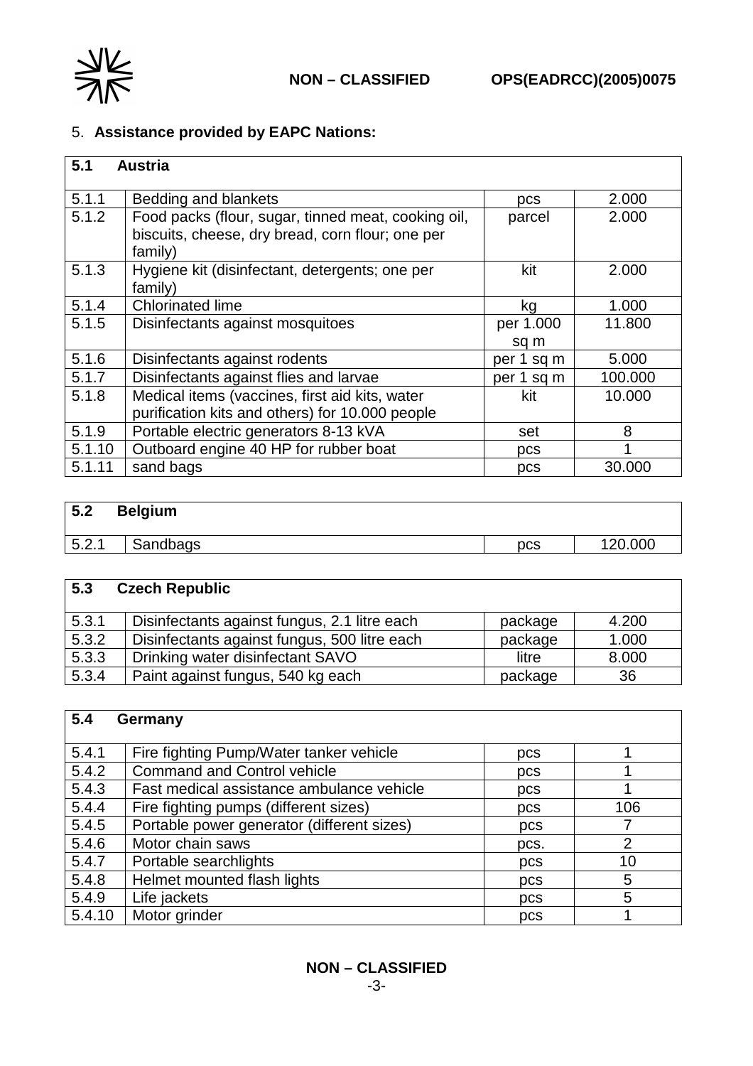5. **Assistance provided by EAPC Nations:**

| **5.1** | **Austria** | | |
|---|---|---|---|
| 5.1.1 | Bedding and blankets | pcs | 2.000 |
| 5.1.2 | Food packs (flour, sugar, tinned meat, cooking oil, biscuits, cheese, dry bread, corn flour; one per family) | parcel | 2.000 |
| 5.1.3 | Hygiene kit (disinfectant, detergents; one per family) | kit | 2.000 |
| 5.1.4 | Chlorinated lime | kg | 1.000 |
| 5.1.5 | Disinfectants against mosquitoes | per 1.000 sq m | 11.800 |
| 5.1.6 | Disinfectants against rodents | per 1 sq m | 5.000 |
| 5.1.7 | Disinfectants against flies and larvae | per 1 sq m | 100.000 |
| 5.1.8 | Medical items (vaccines, first aid kits, water purification kits and others) for 10.000 people | kit | 10.000 |
| 5.1.9 | Portable electric generators 8-13 kVA | set | 8 |
| 5.1.10 | Outboard engine 40 HP for rubber boat | pcs | 1 |
| 5.1.11 | sand bags | pcs | 30.000 |

| **5.2** | **Belgium** | | |
|---|---|---|---|
| 5.2.1 | Sandbags | pcs | 120.000 |

| **5.3** | **Czech Republic** | | |
|---|---|---|---|
| 5.3.1 | Disinfectants against fungus, 2.1 litre each | package | 4.200 |
| 5.3.2 | Disinfectants against fungus, 500 litre each | package | 1.000 |
| 5.3.3 | Drinking water disinfectant SAVO | litre | 8.000 |
| 5.3.4 | Paint against fungus, 540 kg each | package | 36 |

| **5.4** | **Germany** | | |
|---|---|---|---|
| 5.4.1 | Fire fighting Pump/Water tanker vehicle | pcs | 1 |
| 5.4.2 | Command and Control vehicle | pcs | 1 |
| 5.4.3 | Fast medical assistance ambulance vehicle | pcs | 1 |
| 5.4.4 | Fire fighting pumps (different sizes) | pcs | 106 |
| 5.4.5 | Portable power generator (different sizes) | pcs | 7 |
| 5.4.6 | Motor chain saws | pcs. | 2 |
| 5.4.7 | Portable searchlights | pcs | 10 |
| 5.4.8 | Helmet mounted flash lights | pcs | 5 |
| 5.4.9 | Life jackets | pcs | 5 |
| 5.4.10 | Motor grinder | pcs | 1 |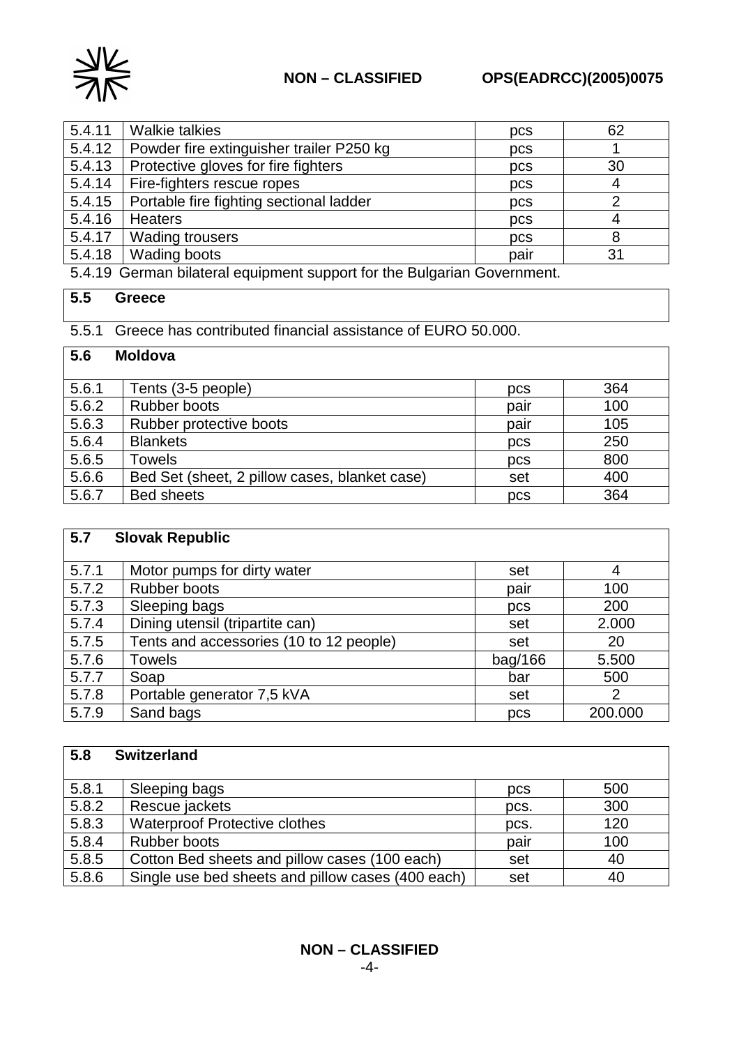| | | | |
|---|---|---|---|
| 5.4.11 | Walkie talkies | pcs | 62 |
| 5.4.12 | Powder fire extinguisher trailer P250 kg | pcs | 1 |
| 5.4.13 | Protective gloves for fire fighters | pcs | 30 |
| 5.4.14 | Fire-fighters rescue ropes | pcs | 4 |
| 5.4.15 | Portable fire fighting sectional ladder | pcs | 2 |
| 5.4.16 | Heaters | pcs | 4 |
| 5.4.17 | Wading trousers | pcs | 8 |
| 5.4.18 | Wading boots | pair | 31 |

5.4.19 German bilateral equipment support for the Bulgarian Government.

## 5.5 Greece

5.5.1 Greece has contributed financial assistance of EURO 50.000.

## 5.6 Moldova

| | | | |
|---|---|---|---|
| 5.6.1 | Tents (3-5 people) | pcs | 364 |
| 5.6.2 | Rubber boots | pair | 100 |
| 5.6.3 | Rubber protective boots | pair | 105 |
| 5.6.4 | Blankets | pcs | 250 |
| 5.6.5 | Towels | pcs | 800 |
| 5.6.6 | Bed Set (sheet, 2 pillow cases, blanket case) | set | 400 |
| 5.6.7 | Bed sheets | pcs | 364 |

## 5.7 Slovak Republic

| | | | |
|---|---|---|---|
| 5.7.1 | Motor pumps for dirty water | set | 4 |
| 5.7.2 | Rubber boots | pair | 100 |
| 5.7.3 | Sleeping bags | pcs | 200 |
| 5.7.4 | Dining utensil (tripartite can) | set | 2.000 |
| 5.7.5 | Tents and accessories (10 to 12 people) | set | 20 |
| 5.7.6 | Towels | bag/166 | 5.500 |
| 5.7.7 | Soap | bar | 500 |
| 5.7.8 | Portable generator 7,5 kVA | set | 2 |
| 5.7.9 | Sand bags | pcs | 200.000 |

## 5.8 Switzerland

| | | | |
|---|---|---|---|
| 5.8.1 | Sleeping bags | pcs | 500 |
| 5.8.2 | Rescue jackets | pcs. | 300 |
| 5.8.3 | Waterproof Protective clothes | pcs. | 120 |
| 5.8.4 | Rubber boots | pair | 100 |
| 5.8.5 | Cotton Bed sheets and pillow cases (100 each) | set | 40 |
| 5.8.6 | Single use bed sheets and pillow cases (400 each) | set | 40 |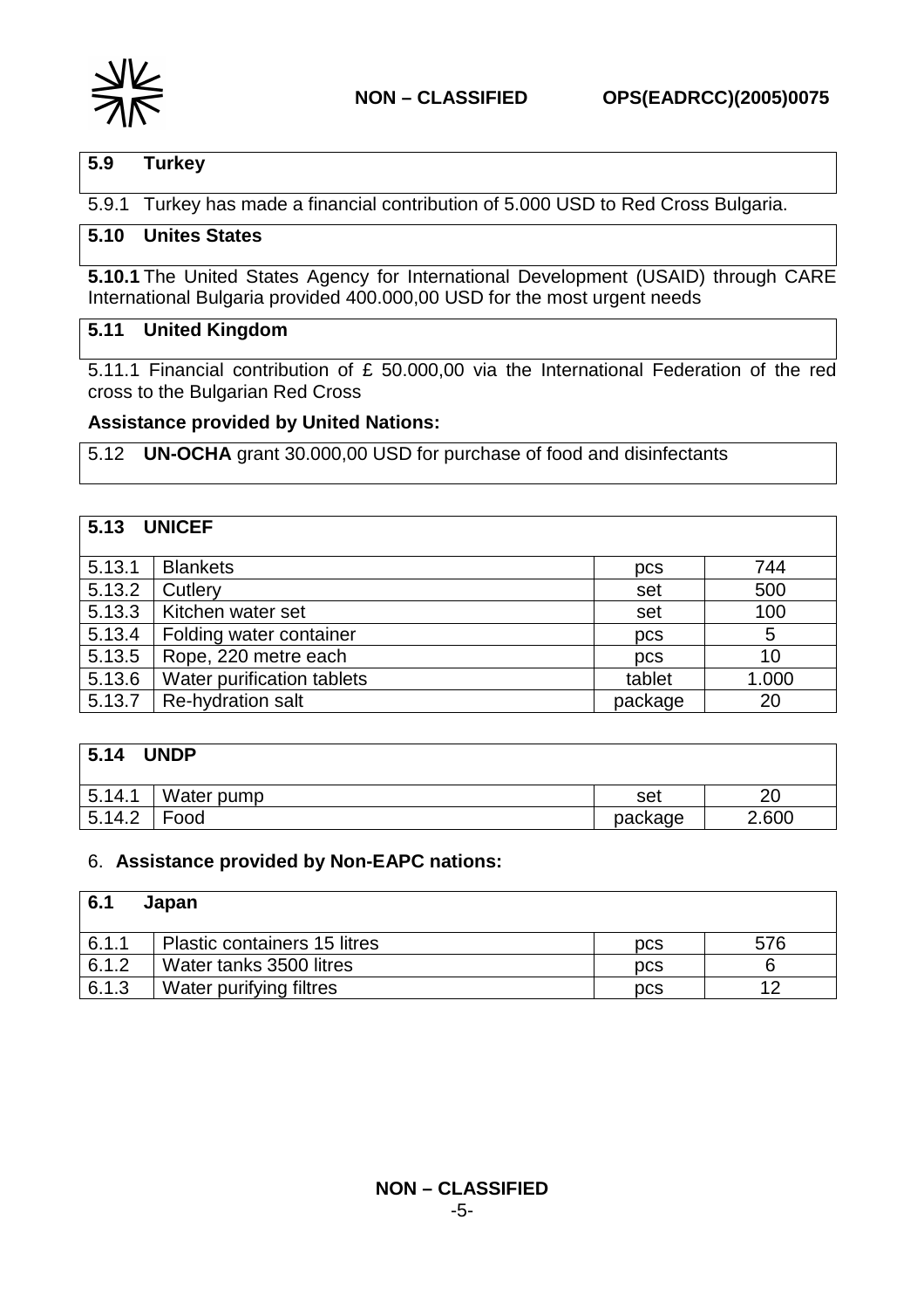### 5.9 Turkey

5.9.1 Turkey has made a financial contribution of 5.000 USD to Red Cross Bulgaria.

### 5.10 Unites States

**5.10.1** The United States Agency for International Development (USAID) through CARE International Bulgaria provided 400.000,00 USD for the most urgent needs

### 5.11 United Kingdom

5.11.1 Financial contribution of £ 50.000,00 via the International Federation of the red cross to the Bulgarian Red Cross

**Assistance provided by United Nations:**

5.12 **UN-OCHA** grant 30.000,00 USD for purchase of food and disinfectants

| **5.13** | **UNICEF** | | |
|---|---|---|---|
| 5.13.1 | Blankets | pcs | 744 |
| 5.13.2 | Cutlery | set | 500 |
| 5.13.3 | Kitchen water set | set | 100 |
| 5.13.4 | Folding water container | pcs | 5 |
| 5.13.5 | Rope, 220 metre each | pcs | 10 |
| 5.13.6 | Water purification tablets | tablet | 1.000 |
| 5.13.7 | Re-hydration salt | package | 20 |

| **5.14** | **UNDP** | | |
|---|---|---|---|
| 5.14.1 | Water pump | set | 20 |
| 5.14.2 | Food | package | 2.600 |

6. **Assistance provided by Non-EAPC nations:**

| **6.1** | **Japan** | | |
|---|---|---|---|
| 6.1.1 | Plastic containers 15 litres | pcs | 576 |
| 6.1.2 | Water tanks 3500 litres | pcs | 6 |
| 6.1.3 | Water purifying filtres | pcs | 12 |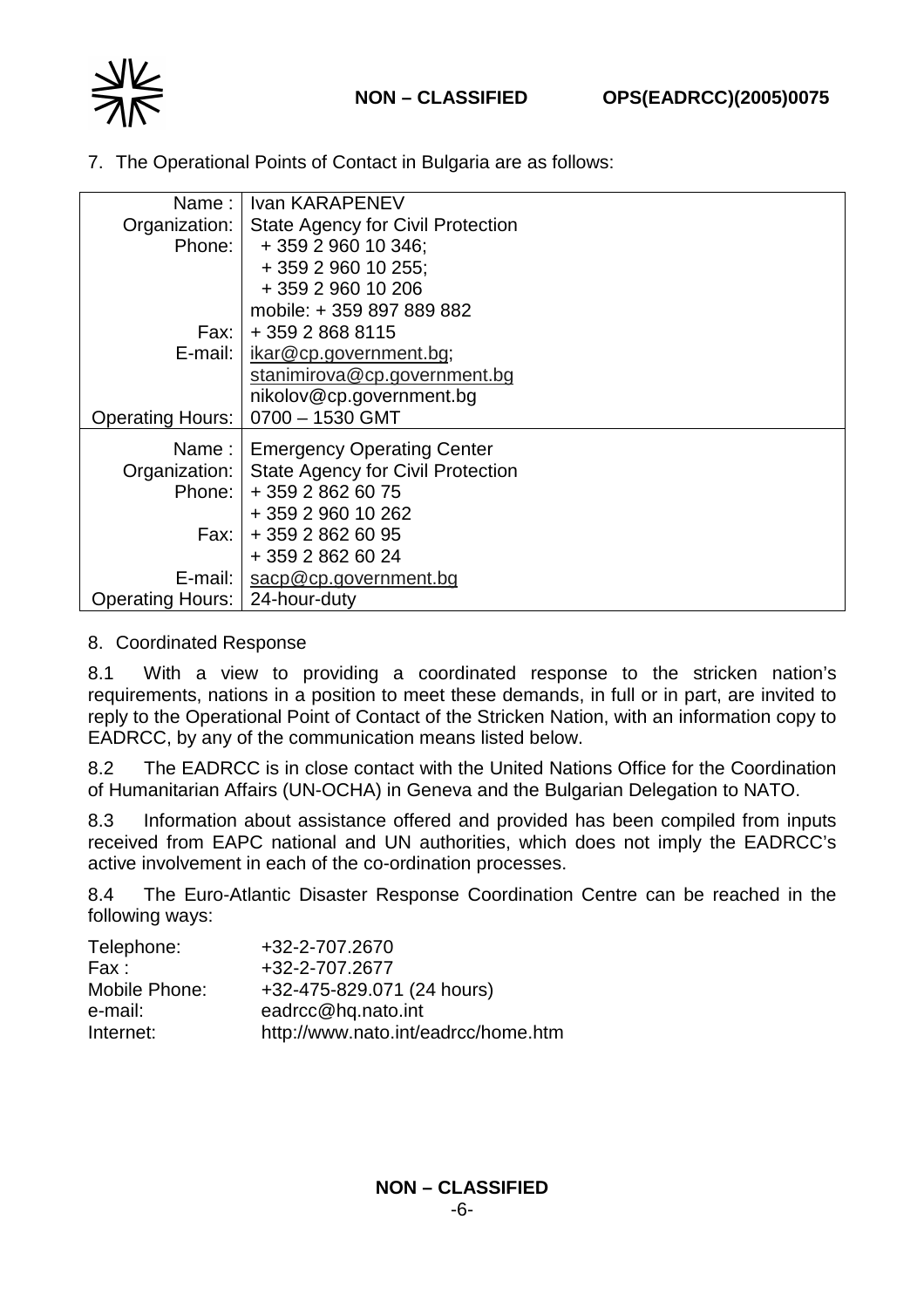7. The Operational Points of Contact in Bulgaria are as follows:

| | |
|---|---|
| Name : | Ivan KARAPENEV |
| Organization: | State Agency for Civil Protection |
| Phone: | + 359 2 960 10 346;<br>+ 359 2 960 10 255;<br>+ 359 2 960 10 206<br>mobile: + 359 897 889 882 |
| Fax: | + 359 2 868 8115 |
| E-mail: | ikar@cp.government.bg;<br>stanimirova@cp.government.bg<br>nikolov@cp.government.bg |
| Operating Hours: | 0700 – 1530 GMT |
| Name : | Emergency Operating Center |
| Organization: | State Agency for Civil Protection |
| Phone: | + 359 2 862 60 75<br>+ 359 2 960 10 262 |
| Fax: | + 359 2 862 60 95<br>+ 359 2 862 60 24 |
| E-mail: | sacp@cp.government.bg |
| Operating Hours: | 24-hour-duty |

8. Coordinated Response

8.1 With a view to providing a coordinated response to the stricken nation's requirements, nations in a position to meet these demands, in full or in part, are invited to reply to the Operational Point of Contact of the Stricken Nation, with an information copy to EADRCC, by any of the communication means listed below.

8.2 The EADRCC is in close contact with the United Nations Office for the Coordination of Humanitarian Affairs (UN-OCHA) in Geneva and the Bulgarian Delegation to NATO.

8.3 Information about assistance offered and provided has been compiled from inputs received from EAPC national and UN authorities, which does not imply the EADRCC's active involvement in each of the co-ordination processes.

8.4 The Euro-Atlantic Disaster Response Coordination Centre can be reached in the following ways:

| | |
|---|---|
| Telephone: | +32-2-707.2670 |
| Fax : | +32-2-707.2677 |
| Mobile Phone: | +32-475-829.071 (24 hours) |
| e-mail: | eadrcc@hq.nato.int |
| Internet: | http://www.nato.int/eadrcc/home.htm |